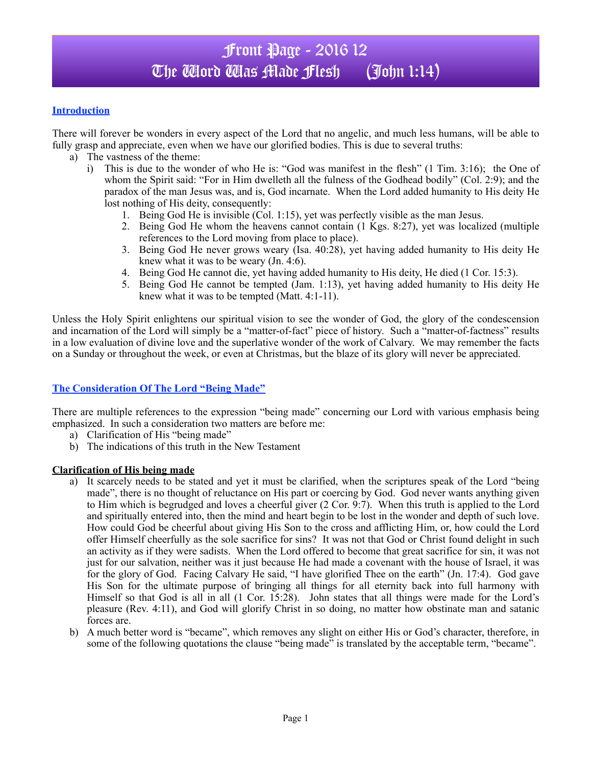# Front Page - 2016 12
# The Word Was Made Flesh (John 1:14)

## Introduction

There will forever be wonders in every aspect of the Lord that no angelic, and much less humans, will be able to fully grasp and appreciate, even when we have our glorified bodies. This is due to several truths:

a) The vastness of the theme:
   i) This is due to the wonder of who He is: "God was manifest in the flesh" (1 Tim. 3:16); the One of whom the Spirit said: "For in Him dwelleth all the fulness of the Godhead bodily" (Col. 2:9); and the paradox of the man Jesus was, and is, God incarnate. When the Lord added humanity to His deity He lost nothing of His deity, consequently:
      1. Being God He is invisible (Col. 1:15), yet was perfectly visible as the man Jesus.
      2. Being God He whom the heavens cannot contain (1 Kgs. 8:27), yet was localized (multiple references to the Lord moving from place to place).
      3. Being God He never grows weary (Isa. 40:28), yet having added humanity to His deity He knew what it was to be weary (Jn. 4:6).
      4. Being God He cannot die, yet having added humanity to His deity, He died (1 Cor. 15:3).
      5. Being God He cannot be tempted (Jam. 1:13), yet having added humanity to His deity He knew what it was to be tempted (Matt. 4:1-11).

Unless the Holy Spirit enlightens our spiritual vision to see the wonder of God, the glory of the condescension and incarnation of the Lord will simply be a "matter-of-fact" piece of history. Such a "matter-of-factness" results in a low evaluation of divine love and the superlative wonder of the work of Calvary. We may remember the facts on a Sunday or throughout the week, or even at Christmas, but the blaze of its glory will never be appreciated.

## The Consideration Of The Lord "Being Made"

There are multiple references to the expression "being made" concerning our Lord with various emphasis being emphasized. In such a consideration two matters are before me:

a) Clarification of His "being made"
b) The indications of this truth in the New Testament

### Clarification of His being made

a) It scarcely needs to be stated and yet it must be clarified, when the scriptures speak of the Lord "being made", there is no thought of reluctance on His part or coercing by God. God never wants anything given to Him which is begrudged and loves a cheerful giver (2 Cor. 9:7). When this truth is applied to the Lord and spiritually entered into, then the mind and heart begin to be lost in the wonder and depth of such love. How could God be cheerful about giving His Son to the cross and afflicting Him, or, how could the Lord offer Himself cheerfully as the sole sacrifice for sins? It was not that God or Christ found delight in such an activity as if they were sadists. When the Lord offered to become that great sacrifice for sin, it was not just for our salvation, neither was it just because He had made a covenant with the house of Israel, it was for the glory of God. Facing Calvary He said, "I have glorified Thee on the earth" (Jn. 17:4). God gave His Son for the ultimate purpose of bringing all things for all eternity back into full harmony with Himself so that God is all in all (1 Cor. 15:28). John states that all things were made for the Lord's pleasure (Rev. 4:11), and God will glorify Christ in so doing, no matter how obstinate man and satanic forces are.
b) A much better word is "became", which removes any slight on either His or God's character, therefore, in some of the following quotations the clause "being made" is translated by the acceptable term, "became".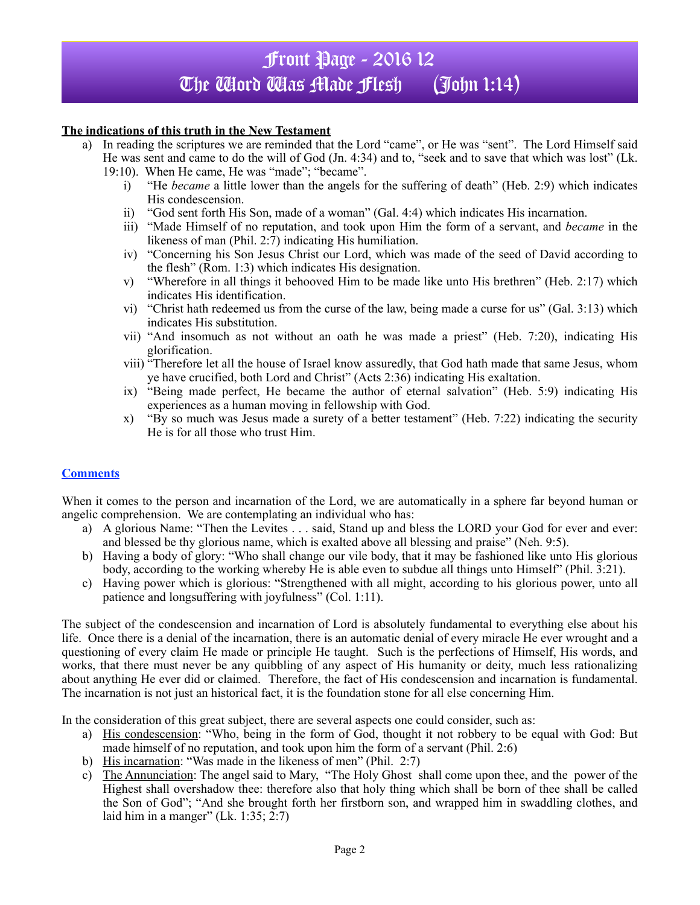# Front Page - 2016 12
# The Word Was Made Flesh (John 1:14)

**The indications of this truth in the New Testament**

a) In reading the scriptures we are reminded that the Lord "came", or He was "sent". The Lord Himself said He was sent and came to do the will of God (Jn. 4:34) and to, "seek and to save that which was lost" (Lk. 19:10). When He came, He was "made"; "became".
   i) "He *became* a little lower than the angels for the suffering of death" (Heb. 2:9) which indicates His condescension.
   ii) "God sent forth His Son, made of a woman" (Gal. 4:4) which indicates His incarnation.
   iii) "Made Himself of no reputation, and took upon Him the form of a servant, and *became* in the likeness of man (Phil. 2:7) indicating His humiliation.
   iv) "Concerning his Son Jesus Christ our Lord, which was made of the seed of David according to the flesh" (Rom. 1:3) which indicates His designation.
   v) "Wherefore in all things it behooved Him to be made like unto His brethren" (Heb. 2:17) which indicates His identification.
   vi) "Christ hath redeemed us from the curse of the law, being made a curse for us" (Gal. 3:13) which indicates His substitution.
   vii) "And insomuch as not without an oath he was made a priest" (Heb. 7:20), indicating His glorification.
   viii) "Therefore let all the house of Israel know assuredly, that God hath made that same Jesus, whom ye have crucified, both Lord and Christ" (Acts 2:36) indicating His exaltation.
   ix) "Being made perfect, He became the author of eternal salvation" (Heb. 5:9) indicating His experiences as a human moving in fellowship with God.
   x) "By so much was Jesus made a surety of a better testament" (Heb. 7:22) indicating the security He is for all those who trust Him.

**Comments**

When it comes to the person and incarnation of the Lord, we are automatically in a sphere far beyond human or angelic comprehension. We are contemplating an individual who has:

a) A glorious Name: "Then the Levites . . . said, Stand up and bless the LORD your God for ever and ever: and blessed be thy glorious name, which is exalted above all blessing and praise" (Neh. 9:5).
b) Having a body of glory: "Who shall change our vile body, that it may be fashioned like unto His glorious body, according to the working whereby He is able even to subdue all things unto Himself" (Phil. 3:21).
c) Having power which is glorious: "Strengthened with all might, according to his glorious power, unto all patience and longsuffering with joyfulness" (Col. 1:11).

The subject of the condescension and incarnation of Lord is absolutely fundamental to everything else about his life. Once there is a denial of the incarnation, there is an automatic denial of every miracle He ever wrought and a questioning of every claim He made or principle He taught. Such is the perfections of Himself, His words, and works, that there must never be any quibbling of any aspect of His humanity or deity, much less rationalizing about anything He ever did or claimed. Therefore, the fact of His condescension and incarnation is fundamental. The incarnation is not just an historical fact, it is the foundation stone for all else concerning Him.

In the consideration of this great subject, there are several aspects one could consider, such as:

a) His condescension: "Who, being in the form of God, thought it not robbery to be equal with God: But made himself of no reputation, and took upon him the form of a servant (Phil. 2:6)
b) His incarnation: "Was made in the likeness of men" (Phil. 2:7)
c) The Annunciation: The angel said to Mary, "The Holy Ghost shall come upon thee, and the power of the Highest shall overshadow thee: therefore also that holy thing which shall be born of thee shall be called the Son of God"; "And she brought forth her firstborn son, and wrapped him in swaddling clothes, and laid him in a manger" (Lk. 1:35; 2:7)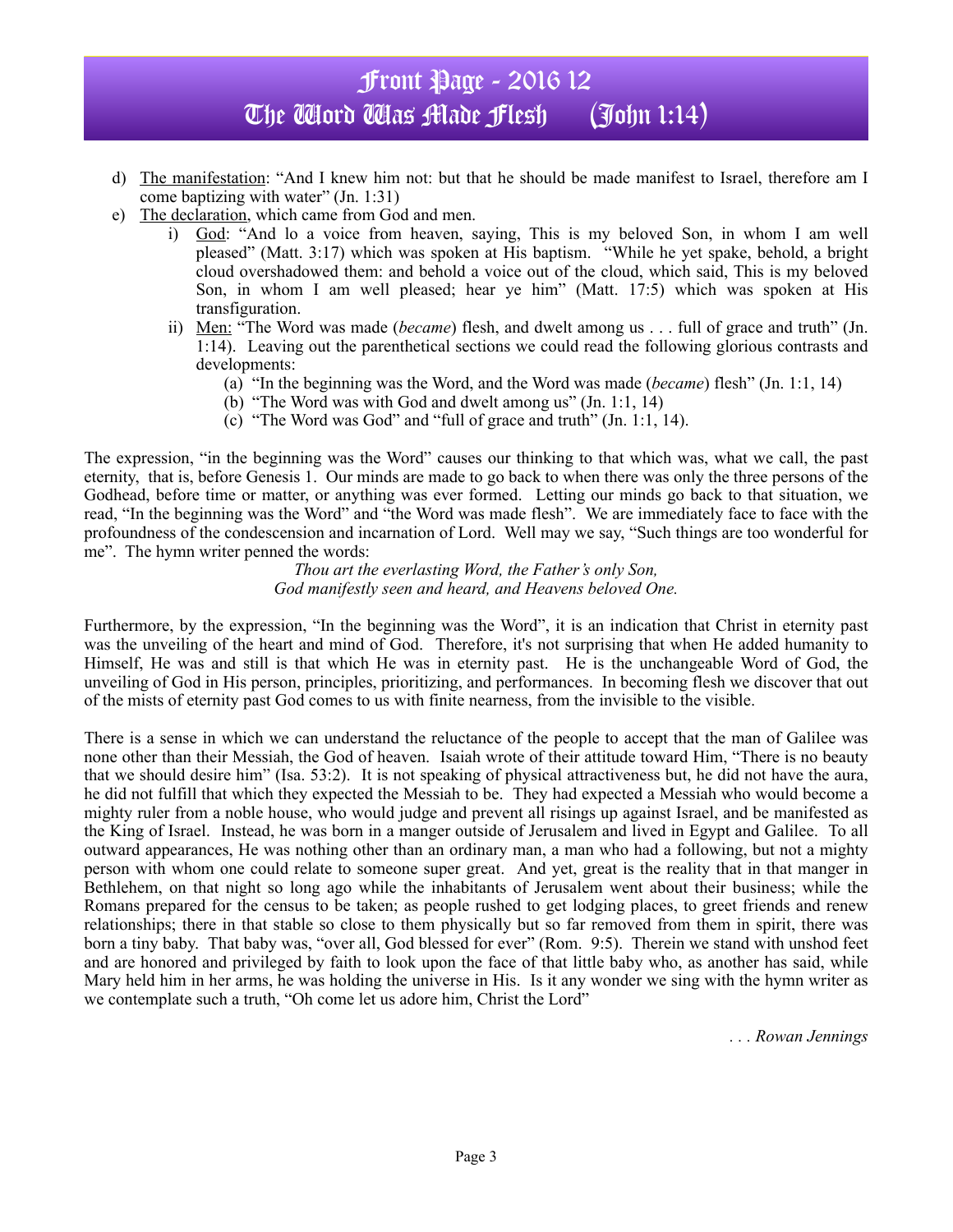d) <u>The manifestation</u>: "And I knew him not: but that he should be made manifest to Israel, therefore am I come baptizing with water" (Jn. 1:31)

e) <u>The declaration</u>, which came from God and men.

   i) <u>God</u>: "And lo a voice from heaven, saying, This is my beloved Son, in whom I am well pleased" (Matt. 3:17) which was spoken at His baptism. "While he yet spake, behold, a bright cloud overshadowed them: and behold a voice out of the cloud, which said, This is my beloved Son, in whom I am well pleased; hear ye him" (Matt. 17:5) which was spoken at His transfiguration.

   ii) <u>Men:</u> "The Word was made (*became*) flesh, and dwelt among us . . . full of grace and truth" (Jn. 1:14). Leaving out the parenthetical sections we could read the following glorious contrasts and developments:

      (a) "In the beginning was the Word, and the Word was made (*became*) flesh" (Jn. 1:1, 14)

      (b) "The Word was with God and dwelt among us" (Jn. 1:1, 14)

      (c) "The Word was God" and "full of grace and truth" (Jn. 1:1, 14).

The expression, "in the beginning was the Word" causes our thinking to that which was, what we call, the past eternity, that is, before Genesis 1. Our minds are made to go back to when there was only the three persons of the Godhead, before time or matter, or anything was ever formed. Letting our minds go back to that situation, we read, "In the beginning was the Word" and "the Word was made flesh". We are immediately face to face with the profoundness of the condescension and incarnation of Lord. Well may we say, "Such things are too wonderful for me". The hymn writer penned the words:

*Thou art the everlasting Word, the Father's only Son,*
*God manifestly seen and heard, and Heavens beloved One.*

Furthermore, by the expression, "In the beginning was the Word", it is an indication that Christ in eternity past was the unveiling of the heart and mind of God. Therefore, it's not surprising that when He added humanity to Himself, He was and still is that which He was in eternity past. He is the unchangeable Word of God, the unveiling of God in His person, principles, prioritizing, and performances. In becoming flesh we discover that out of the mists of eternity past God comes to us with finite nearness, from the invisible to the visible.

There is a sense in which we can understand the reluctance of the people to accept that the man of Galilee was none other than their Messiah, the God of heaven. Isaiah wrote of their attitude toward Him, "There is no beauty that we should desire him" (Isa. 53:2). It is not speaking of physical attractiveness but, he did not have the aura, he did not fulfill that which they expected the Messiah to be. They had expected a Messiah who would become a mighty ruler from a noble house, who would judge and prevent all risings up against Israel, and be manifested as the King of Israel. Instead, he was born in a manger outside of Jerusalem and lived in Egypt and Galilee. To all outward appearances, He was nothing other than an ordinary man, a man who had a following, but not a mighty person with whom one could relate to someone super great. And yet, great is the reality that in that manger in Bethlehem, on that night so long ago while the inhabitants of Jerusalem went about their business; while the Romans prepared for the census to be taken; as people rushed to get lodging places, to greet friends and renew relationships; there in that stable so close to them physically but so far removed from them in spirit, there was born a tiny baby. That baby was, "over all, God blessed for ever" (Rom. 9:5). Therein we stand with unshod feet and are honored and privileged by faith to look upon the face of that little baby who, as another has said, while Mary held him in her arms, he was holding the universe in His. Is it any wonder we sing with the hymn writer as we contemplate such a truth, "Oh come let us adore him, Christ the Lord"

*. . . Rowan Jennings*